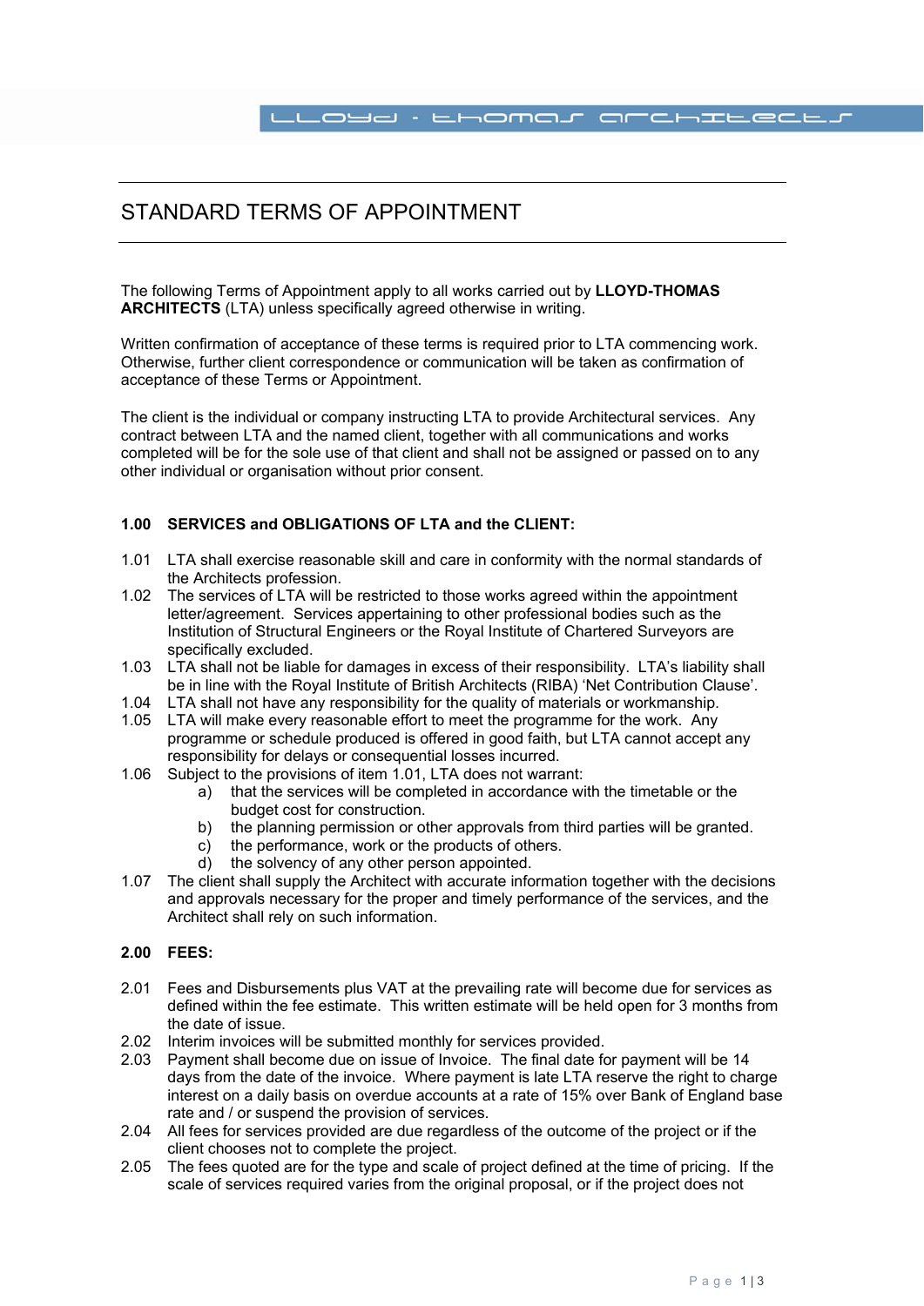# STANDARD TERMS OF APPOINTMENT

The following Terms of Appointment apply to all works carried out by **LLOYD-THOMAS ARCHITECTS** (LTA) unless specifically agreed otherwise in writing.

Written confirmation of acceptance of these terms is required prior to LTA commencing work. Otherwise, further client correspondence or communication will be taken as confirmation of acceptance of these Terms or Appointment.

The client is the individual or company instructing LTA to provide Architectural services. Any contract between LTA and the named client, together with all communications and works completed will be for the sole use of that client and shall not be assigned or passed on to any other individual or organisation without prior consent.

### 1.00 SERVICES and OBLIGATIONS OF LTA and the CLIENT:

1.01 LTA shall exercise reasonable skill and care in conformity with the normal standards of the Architects profession.

1.02 The services of LTA will be restricted to those works agreed within the appointment letter/agreement. Services appertaining to other professional bodies such as the Institution of Structural Engineers or the Royal Institute of Chartered Surveyors are specifically excluded.

1.03 LTA shall not be liable for damages in excess of their responsibility. LTA's liability shall be in line with the Royal Institute of British Architects (RIBA) 'Net Contribution Clause'.

1.04 LTA shall not have any responsibility for the quality of materials or workmanship.

1.05 LTA will make every reasonable effort to meet the programme for the work. Any programme or schedule produced is offered in good faith, but LTA cannot accept any responsibility for delays or consequential losses incurred.

1.06 Subject to the provisions of item 1.01, LTA does not warrant:

- a) that the services will be completed in accordance with the timetable or the budget cost for construction.
- b) the planning permission or other approvals from third parties will be granted.
- c) the performance, work or the products of others.
- d) the solvency of any other person appointed.

1.07 The client shall supply the Architect with accurate information together with the decisions and approvals necessary for the proper and timely performance of the services, and the Architect shall rely on such information.

### 2.00 FEES:

2.01 Fees and Disbursements plus VAT at the prevailing rate will become due for services as defined within the fee estimate. This written estimate will be held open for 3 months from the date of issue.

2.02 Interim invoices will be submitted monthly for services provided.

2.03 Payment shall become due on issue of Invoice. The final date for payment will be 14 days from the date of the invoice. Where payment is late LTA reserve the right to charge interest on a daily basis on overdue accounts at a rate of 15% over Bank of England base rate and / or suspend the provision of services.

2.04 All fees for services provided are due regardless of the outcome of the project or if the client chooses not to complete the project.

2.05 The fees quoted are for the type and scale of project defined at the time of pricing. If the scale of services required varies from the original proposal, or if the project does not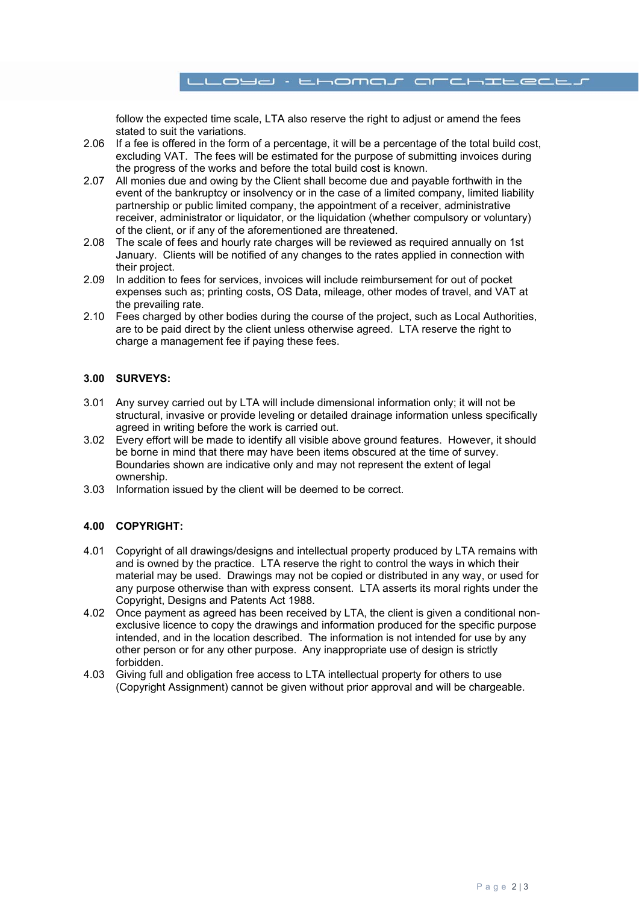follow the expected time scale, LTA also reserve the right to adjust or amend the fees stated to suit the variations.

2.06 If a fee is offered in the form of a percentage, it will be a percentage of the total build cost, excluding VAT. The fees will be estimated for the purpose of submitting invoices during the progress of the works and before the total build cost is known.

2.07 All monies due and owing by the Client shall become due and payable forthwith in the event of the bankruptcy or insolvency or in the case of a limited company, limited liability partnership or public limited company, the appointment of a receiver, administrative receiver, administrator or liquidator, or the liquidation (whether compulsory or voluntary) of the client, or if any of the aforementioned are threatened.

2.08 The scale of fees and hourly rate charges will be reviewed as required annually on 1st January. Clients will be notified of any changes to the rates applied in connection with their project.

2.09 In addition to fees for services, invoices will include reimbursement for out of pocket expenses such as; printing costs, OS Data, mileage, other modes of travel, and VAT at the prevailing rate.

2.10 Fees charged by other bodies during the course of the project, such as Local Authorities, are to be paid direct by the client unless otherwise agreed. LTA reserve the right to charge a management fee if paying these fees.

## 3.00 SURVEYS:

3.01 Any survey carried out by LTA will include dimensional information only; it will not be structural, invasive or provide leveling or detailed drainage information unless specifically agreed in writing before the work is carried out.

3.02 Every effort will be made to identify all visible above ground features. However, it should be borne in mind that there may have been items obscured at the time of survey. Boundaries shown are indicative only and may not represent the extent of legal ownership.

3.03 Information issued by the client will be deemed to be correct.

## 4.00 COPYRIGHT:

4.01 Copyright of all drawings/designs and intellectual property produced by LTA remains with and is owned by the practice. LTA reserve the right to control the ways in which their material may be used. Drawings may not be copied or distributed in any way, or used for any purpose otherwise than with express consent. LTA asserts its moral rights under the Copyright, Designs and Patents Act 1988.

4.02 Once payment as agreed has been received by LTA, the client is given a conditional non-exclusive licence to copy the drawings and information produced for the specific purpose intended, and in the location described. The information is not intended for use by any other person or for any other purpose. Any inappropriate use of design is strictly forbidden.

4.03 Giving full and obligation free access to LTA intellectual property for others to use (Copyright Assignment) cannot be given without prior approval and will be chargeable.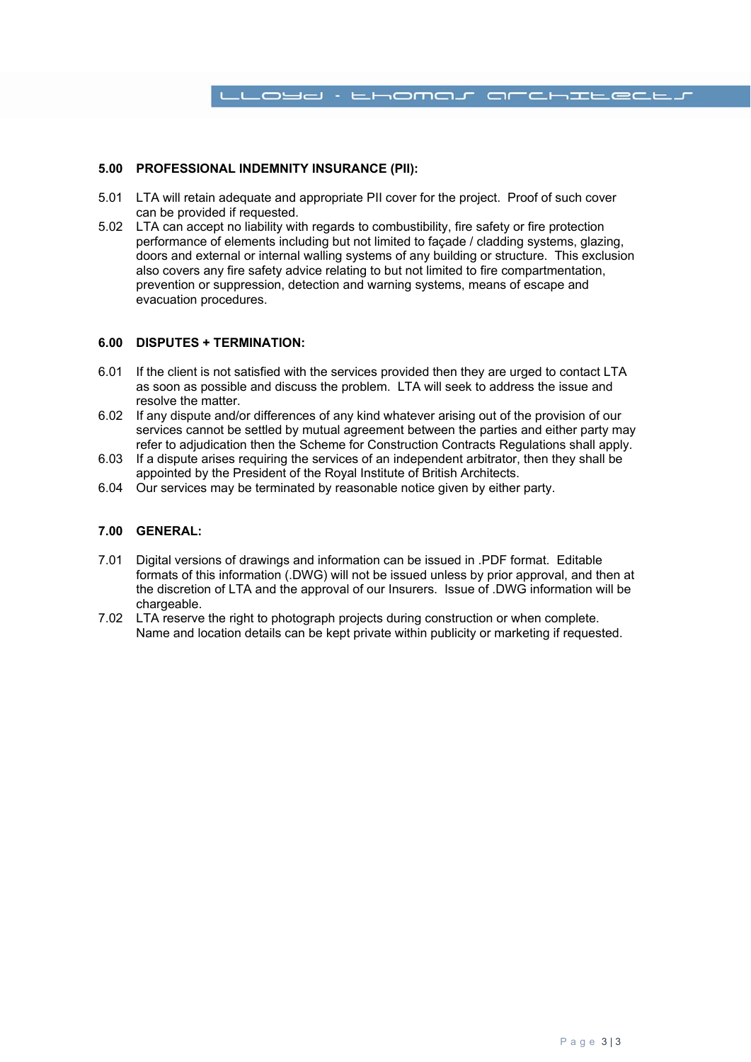### 5.00 PROFESSIONAL INDEMNITY INSURANCE (PII):

5.01 LTA will retain adequate and appropriate PII cover for the project. Proof of such cover can be provided if requested.

5.02 LTA can accept no liability with regards to combustibility, fire safety or fire protection performance of elements including but not limited to façade / cladding systems, glazing, doors and external or internal walling systems of any building or structure. This exclusion also covers any fire safety advice relating to but not limited to fire compartmentation, prevention or suppression, detection and warning systems, means of escape and evacuation procedures.

### 6.00 DISPUTES + TERMINATION:

6.01 If the client is not satisfied with the services provided then they are urged to contact LTA as soon as possible and discuss the problem. LTA will seek to address the issue and resolve the matter.

6.02 If any dispute and/or differences of any kind whatever arising out of the provision of our services cannot be settled by mutual agreement between the parties and either party may refer to adjudication then the Scheme for Construction Contracts Regulations shall apply.

6.03 If a dispute arises requiring the services of an independent arbitrator, then they shall be appointed by the President of the Royal Institute of British Architects.

6.04 Our services may be terminated by reasonable notice given by either party.

### 7.00 GENERAL:

7.01 Digital versions of drawings and information can be issued in .PDF format. Editable formats of this information (.DWG) will not be issued unless by prior approval, and then at the discretion of LTA and the approval of our Insurers. Issue of .DWG information will be chargeable.

7.02 LTA reserve the right to photograph projects during construction or when complete. Name and location details can be kept private within publicity or marketing if requested.